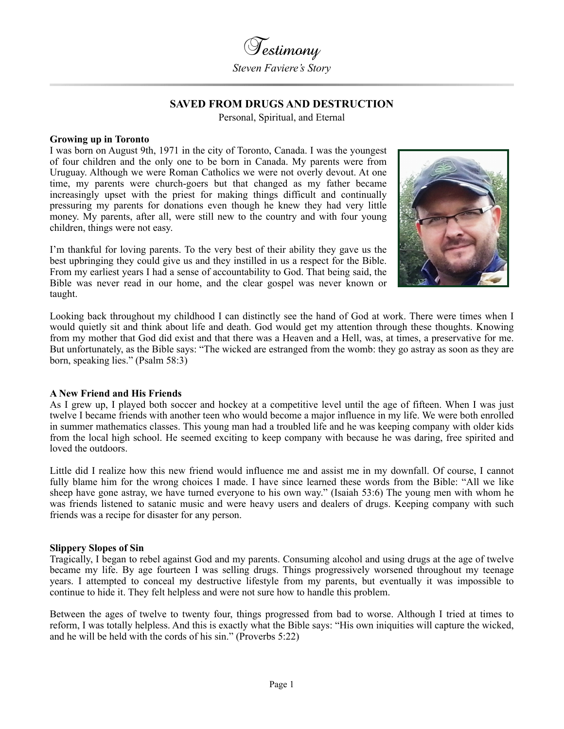# Testimony

*Steven Faviere's Story*

## SAVED FROM DRUGS AND DESTRUCTION

Personal, Spiritual, and Eternal

**Growing up in Toronto**

I was born on August 9th, 1971 in the city of Toronto, Canada. I was the youngest of four children and the only one to be born in Canada. My parents were from Uruguay. Although we were Roman Catholics we were not overly devout. At one time, my parents were church-goers but that changed as my father became increasingly upset with the priest for making things difficult and continually pressuring my parents for donations even though he knew they had very little money. My parents, after all, were still new to the country and with four young children, things were not easy.

I'm thankful for loving parents. To the very best of their ability they gave us the best upbringing they could give us and they instilled in us a respect for the Bible. From my earliest years I had a sense of accountability to God. That being said, the Bible was never read in our home, and the clear gospel was never known or taught.

Looking back throughout my childhood I can distinctly see the hand of God at work. There were times when I would quietly sit and think about life and death. God would get my attention through these thoughts. Knowing from my mother that God did exist and that there was a Heaven and a Hell, was, at times, a preservative for me. But unfortunately, as the Bible says: "The wicked are estranged from the womb: they go astray as soon as they are born, speaking lies." (Psalm 58:3)

**A New Friend and His Friends**

As I grew up, I played both soccer and hockey at a competitive level until the age of fifteen. When I was just twelve I became friends with another teen who would become a major influence in my life. We were both enrolled in summer mathematics classes. This young man had a troubled life and he was keeping company with older kids from the local high school. He seemed exciting to keep company with because he was daring, free spirited and loved the outdoors.

Little did I realize how this new friend would influence me and assist me in my downfall. Of course, I cannot fully blame him for the wrong choices I made. I have since learned these words from the Bible: "All we like sheep have gone astray, we have turned everyone to his own way." (Isaiah 53:6) The young men with whom he was friends listened to satanic music and were heavy users and dealers of drugs. Keeping company with such friends was a recipe for disaster for any person.

**Slippery Slopes of Sin**

Tragically, I began to rebel against God and my parents. Consuming alcohol and using drugs at the age of twelve became my life. By age fourteen I was selling drugs. Things progressively worsened throughout my teenage years. I attempted to conceal my destructive lifestyle from my parents, but eventually it was impossible to continue to hide it. They felt helpless and were not sure how to handle this problem.

Between the ages of twelve to twenty four, things progressed from bad to worse. Although I tried at times to reform, I was totally helpless. And this is exactly what the Bible says: "His own iniquities will capture the wicked, and he will be held with the cords of his sin." (Proverbs 5:22)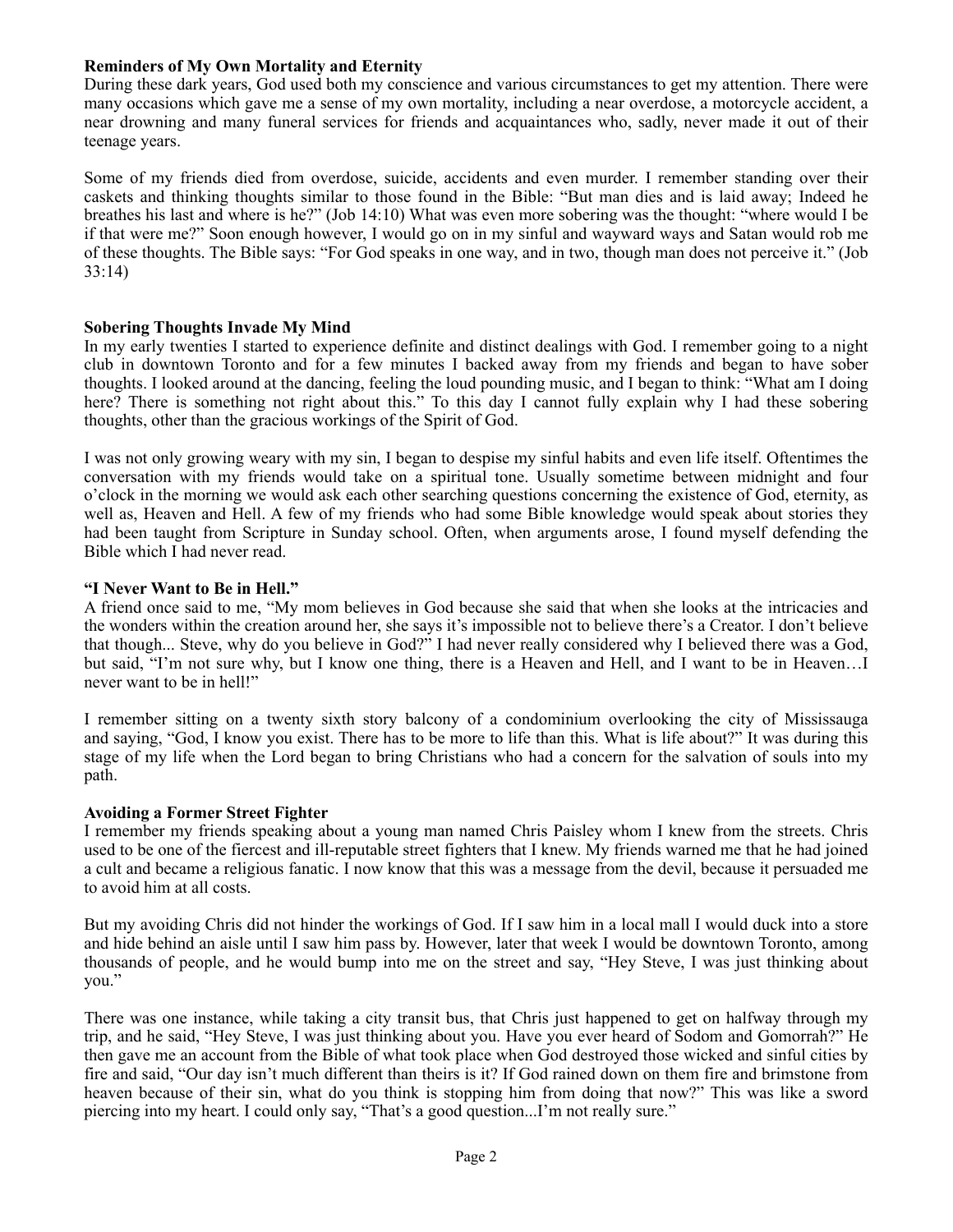**Reminders of My Own Mortality and Eternity**

During these dark years, God used both my conscience and various circumstances to get my attention. There were many occasions which gave me a sense of my own mortality, including a near overdose, a motorcycle accident, a near drowning and many funeral services for friends and acquaintances who, sadly, never made it out of their teenage years.

Some of my friends died from overdose, suicide, accidents and even murder. I remember standing over their caskets and thinking thoughts similar to those found in the Bible: "But man dies and is laid away; Indeed he breathes his last and where is he?" (Job 14:10) What was even more sobering was the thought: "where would I be if that were me?" Soon enough however, I would go on in my sinful and wayward ways and Satan would rob me of these thoughts. The Bible says: "For God speaks in one way, and in two, though man does not perceive it." (Job 33:14)

**Sobering Thoughts Invade My Mind**

In my early twenties I started to experience definite and distinct dealings with God. I remember going to a night club in downtown Toronto and for a few minutes I backed away from my friends and began to have sober thoughts. I looked around at the dancing, feeling the loud pounding music, and I began to think: "What am I doing here? There is something not right about this." To this day I cannot fully explain why I had these sobering thoughts, other than the gracious workings of the Spirit of God.

I was not only growing weary with my sin, I began to despise my sinful habits and even life itself. Oftentimes the conversation with my friends would take on a spiritual tone. Usually sometime between midnight and four o'clock in the morning we would ask each other searching questions concerning the existence of God, eternity, as well as, Heaven and Hell. A few of my friends who had some Bible knowledge would speak about stories they had been taught from Scripture in Sunday school. Often, when arguments arose, I found myself defending the Bible which I had never read.

**"I Never Want to Be in Hell."**

A friend once said to me, "My mom believes in God because she said that when she looks at the intricacies and the wonders within the creation around her, she says it's impossible not to believe there's a Creator. I don't believe that though... Steve, why do you believe in God?" I had never really considered why I believed there was a God, but said, "I'm not sure why, but I know one thing, there is a Heaven and Hell, and I want to be in Heaven…I never want to be in hell!"

I remember sitting on a twenty sixth story balcony of a condominium overlooking the city of Mississauga and saying, "God, I know you exist. There has to be more to life than this. What is life about?" It was during this stage of my life when the Lord began to bring Christians who had a concern for the salvation of souls into my path.

**Avoiding a Former Street Fighter**

I remember my friends speaking about a young man named Chris Paisley whom I knew from the streets. Chris used to be one of the fiercest and ill-reputable street fighters that I knew. My friends warned me that he had joined a cult and became a religious fanatic. I now know that this was a message from the devil, because it persuaded me to avoid him at all costs.

But my avoiding Chris did not hinder the workings of God. If I saw him in a local mall I would duck into a store and hide behind an aisle until I saw him pass by. However, later that week I would be downtown Toronto, among thousands of people, and he would bump into me on the street and say, "Hey Steve, I was just thinking about you."

There was one instance, while taking a city transit bus, that Chris just happened to get on halfway through my trip, and he said, "Hey Steve, I was just thinking about you. Have you ever heard of Sodom and Gomorrah?" He then gave me an account from the Bible of what took place when God destroyed those wicked and sinful cities by fire and said, "Our day isn't much different than theirs is it? If God rained down on them fire and brimstone from heaven because of their sin, what do you think is stopping him from doing that now?" This was like a sword piercing into my heart. I could only say, "That's a good question...I'm not really sure."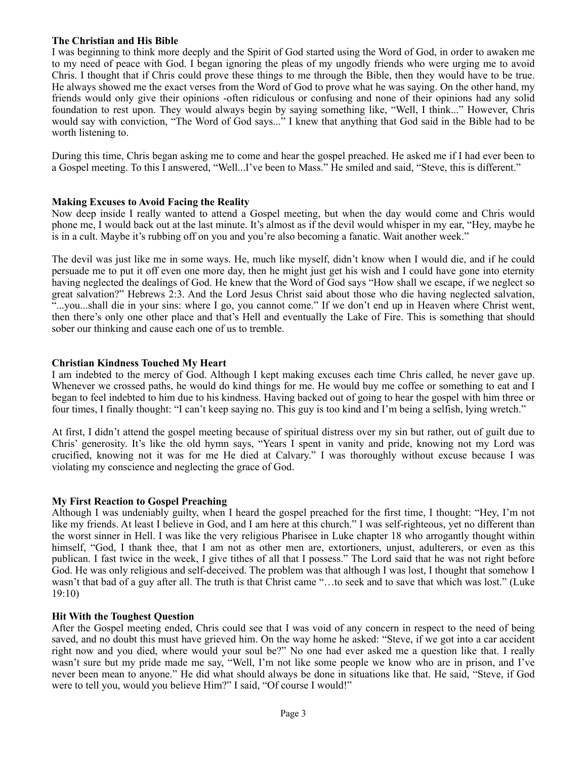**The Christian and His Bible**

I was beginning to think more deeply and the Spirit of God started using the Word of God, in order to awaken me to my need of peace with God. I began ignoring the pleas of my ungodly friends who were urging me to avoid Chris. I thought that if Chris could prove these things to me through the Bible, then they would have to be true. He always showed me the exact verses from the Word of God to prove what he was saying. On the other hand, my friends would only give their opinions -often ridiculous or confusing and none of their opinions had any solid foundation to rest upon. They would always begin by saying something like, "Well, I think..." However, Chris would say with conviction, "The Word of God says..." I knew that anything that God said in the Bible had to be worth listening to.

During this time, Chris began asking me to come and hear the gospel preached. He asked me if I had ever been to a Gospel meeting. To this I answered, "Well...I've been to Mass." He smiled and said, "Steve, this is different."

**Making Excuses to Avoid Facing the Reality**

Now deep inside I really wanted to attend a Gospel meeting, but when the day would come and Chris would phone me, I would back out at the last minute. It's almost as if the devil would whisper in my ear, "Hey, maybe he is in a cult. Maybe it's rubbing off on you and you're also becoming a fanatic. Wait another week."

The devil was just like me in some ways. He, much like myself, didn't know when I would die, and if he could persuade me to put it off even one more day, then he might just get his wish and I could have gone into eternity having neglected the dealings of God. He knew that the Word of God says "How shall we escape, if we neglect so great salvation?" Hebrews 2:3. And the Lord Jesus Christ said about those who die having neglected salvation, "...you...shall die in your sins: where I go, you cannot come." If we don't end up in Heaven where Christ went, then there's only one other place and that's Hell and eventually the Lake of Fire. This is something that should sober our thinking and cause each one of us to tremble.

**Christian Kindness Touched My Heart**

I am indebted to the mercy of God. Although I kept making excuses each time Chris called, he never gave up. Whenever we crossed paths, he would do kind things for me. He would buy me coffee or something to eat and I began to feel indebted to him due to his kindness. Having backed out of going to hear the gospel with him three or four times, I finally thought: "I can't keep saying no. This guy is too kind and I'm being a selfish, lying wretch."

At first, I didn't attend the gospel meeting because of spiritual distress over my sin but rather, out of guilt due to Chris' generosity. It's like the old hymn says, "Years I spent in vanity and pride, knowing not my Lord was crucified, knowing not it was for me He died at Calvary." I was thoroughly without excuse because I was violating my conscience and neglecting the grace of God.

**My First Reaction to Gospel Preaching**

Although I was undeniably guilty, when I heard the gospel preached for the first time, I thought: "Hey, I'm not like my friends. At least I believe in God, and I am here at this church." I was self-righteous, yet no different than the worst sinner in Hell. I was like the very religious Pharisee in Luke chapter 18 who arrogantly thought within himself, "God, I thank thee, that I am not as other men are, extortioners, unjust, adulterers, or even as this publican. I fast twice in the week, I give tithes of all that I possess." The Lord said that he was not right before God. He was only religious and self-deceived. The problem was that although I was lost, I thought that somehow I wasn't that bad of a guy after all. The truth is that Christ came "…to seek and to save that which was lost." (Luke 19:10)

**Hit With the Toughest Question**

After the Gospel meeting ended, Chris could see that I was void of any concern in respect to the need of being saved, and no doubt this must have grieved him. On the way home he asked: "Steve, if we got into a car accident right now and you died, where would your soul be?" No one had ever asked me a question like that. I really wasn't sure but my pride made me say, "Well, I'm not like some people we know who are in prison, and I've never been mean to anyone." He did what should always be done in situations like that. He said, "Steve, if God were to tell you, would you believe Him?" I said, "Of course I would!"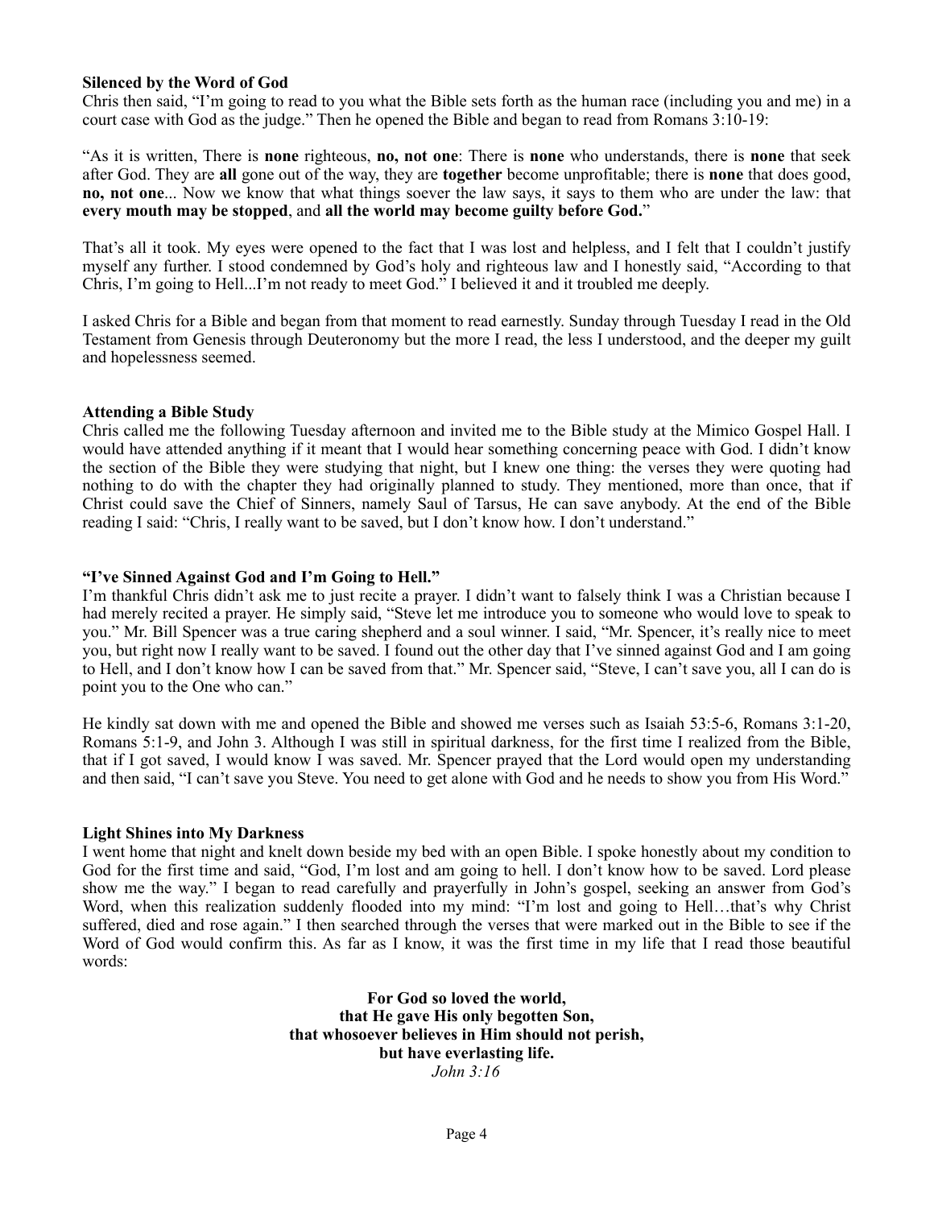**Silenced by the Word of God**

Chris then said, "I'm going to read to you what the Bible sets forth as the human race (including you and me) in a court case with God as the judge." Then he opened the Bible and began to read from Romans 3:10-19:

"As it is written, There is **none** righteous, **no, not one**: There is **none** who understands, there is **none** that seek after God. They are **all** gone out of the way, they are **together** become unprofitable; there is **none** that does good, **no, not one**... Now we know that what things soever the law says, it says to them who are under the law: that **every mouth may be stopped**, and **all the world may become guilty before God.**"

That's all it took. My eyes were opened to the fact that I was lost and helpless, and I felt that I couldn't justify myself any further. I stood condemned by God's holy and righteous law and I honestly said, "According to that Chris, I'm going to Hell...I'm not ready to meet God." I believed it and it troubled me deeply.

I asked Chris for a Bible and began from that moment to read earnestly. Sunday through Tuesday I read in the Old Testament from Genesis through Deuteronomy but the more I read, the less I understood, and the deeper my guilt and hopelessness seemed.

**Attending a Bible Study**

Chris called me the following Tuesday afternoon and invited me to the Bible study at the Mimico Gospel Hall. I would have attended anything if it meant that I would hear something concerning peace with God. I didn't know the section of the Bible they were studying that night, but I knew one thing: the verses they were quoting had nothing to do with the chapter they had originally planned to study. They mentioned, more than once, that if Christ could save the Chief of Sinners, namely Saul of Tarsus, He can save anybody. At the end of the Bible reading I said: "Chris, I really want to be saved, but I don't know how. I don't understand."

**"I've Sinned Against God and I'm Going to Hell."**

I'm thankful Chris didn't ask me to just recite a prayer. I didn't want to falsely think I was a Christian because I had merely recited a prayer. He simply said, "Steve let me introduce you to someone who would love to speak to you." Mr. Bill Spencer was a true caring shepherd and a soul winner. I said, "Mr. Spencer, it's really nice to meet you, but right now I really want to be saved. I found out the other day that I've sinned against God and I am going to Hell, and I don't know how I can be saved from that." Mr. Spencer said, "Steve, I can't save you, all I can do is point you to the One who can."

He kindly sat down with me and opened the Bible and showed me verses such as Isaiah 53:5-6, Romans 3:1-20, Romans 5:1-9, and John 3. Although I was still in spiritual darkness, for the first time I realized from the Bible, that if I got saved, I would know I was saved. Mr. Spencer prayed that the Lord would open my understanding and then said, "I can't save you Steve. You need to get alone with God and he needs to show you from His Word."

**Light Shines into My Darkness**

I went home that night and knelt down beside my bed with an open Bible. I spoke honestly about my condition to God for the first time and said, "God, I'm lost and am going to hell. I don't know how to be saved. Lord please show me the way." I began to read carefully and prayerfully in John's gospel, seeking an answer from God's Word, when this realization suddenly flooded into my mind: "I'm lost and going to Hell…that's why Christ suffered, died and rose again." I then searched through the verses that were marked out in the Bible to see if the Word of God would confirm this. As far as I know, it was the first time in my life that I read those beautiful words:

**For God so loved the world,**
**that He gave His only begotten Son,**
**that whosoever believes in Him should not perish,**
**but have everlasting life.**
*John 3:16*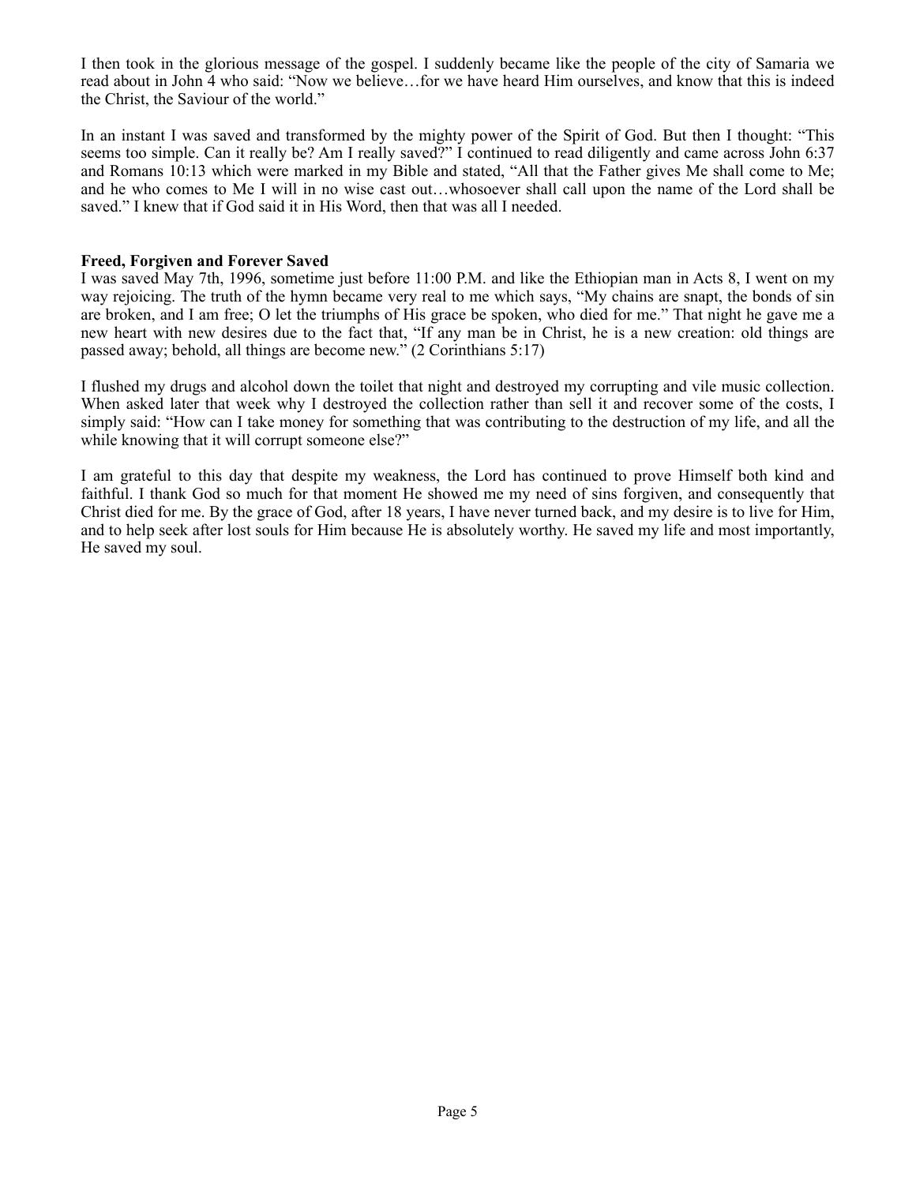I then took in the glorious message of the gospel. I suddenly became like the people of the city of Samaria we read about in John 4 who said: "Now we believe…for we have heard Him ourselves, and know that this is indeed the Christ, the Saviour of the world."

In an instant I was saved and transformed by the mighty power of the Spirit of God. But then I thought: "This seems too simple. Can it really be? Am I really saved?" I continued to read diligently and came across John 6:37 and Romans 10:13 which were marked in my Bible and stated, "All that the Father gives Me shall come to Me; and he who comes to Me I will in no wise cast out…whosoever shall call upon the name of the Lord shall be saved." I knew that if God said it in His Word, then that was all I needed.

**Freed, Forgiven and Forever Saved**

I was saved May 7th, 1996, sometime just before 11:00 P.M. and like the Ethiopian man in Acts 8, I went on my way rejoicing. The truth of the hymn became very real to me which says, "My chains are snapt, the bonds of sin are broken, and I am free; O let the triumphs of His grace be spoken, who died for me." That night he gave me a new heart with new desires due to the fact that, "If any man be in Christ, he is a new creation: old things are passed away; behold, all things are become new." (2 Corinthians 5:17)

I flushed my drugs and alcohol down the toilet that night and destroyed my corrupting and vile music collection. When asked later that week why I destroyed the collection rather than sell it and recover some of the costs, I simply said: "How can I take money for something that was contributing to the destruction of my life, and all the while knowing that it will corrupt someone else?"

I am grateful to this day that despite my weakness, the Lord has continued to prove Himself both kind and faithful. I thank God so much for that moment He showed me my need of sins forgiven, and consequently that Christ died for me. By the grace of God, after 18 years, I have never turned back, and my desire is to live for Him, and to help seek after lost souls for Him because He is absolutely worthy. He saved my life and most importantly, He saved my soul.